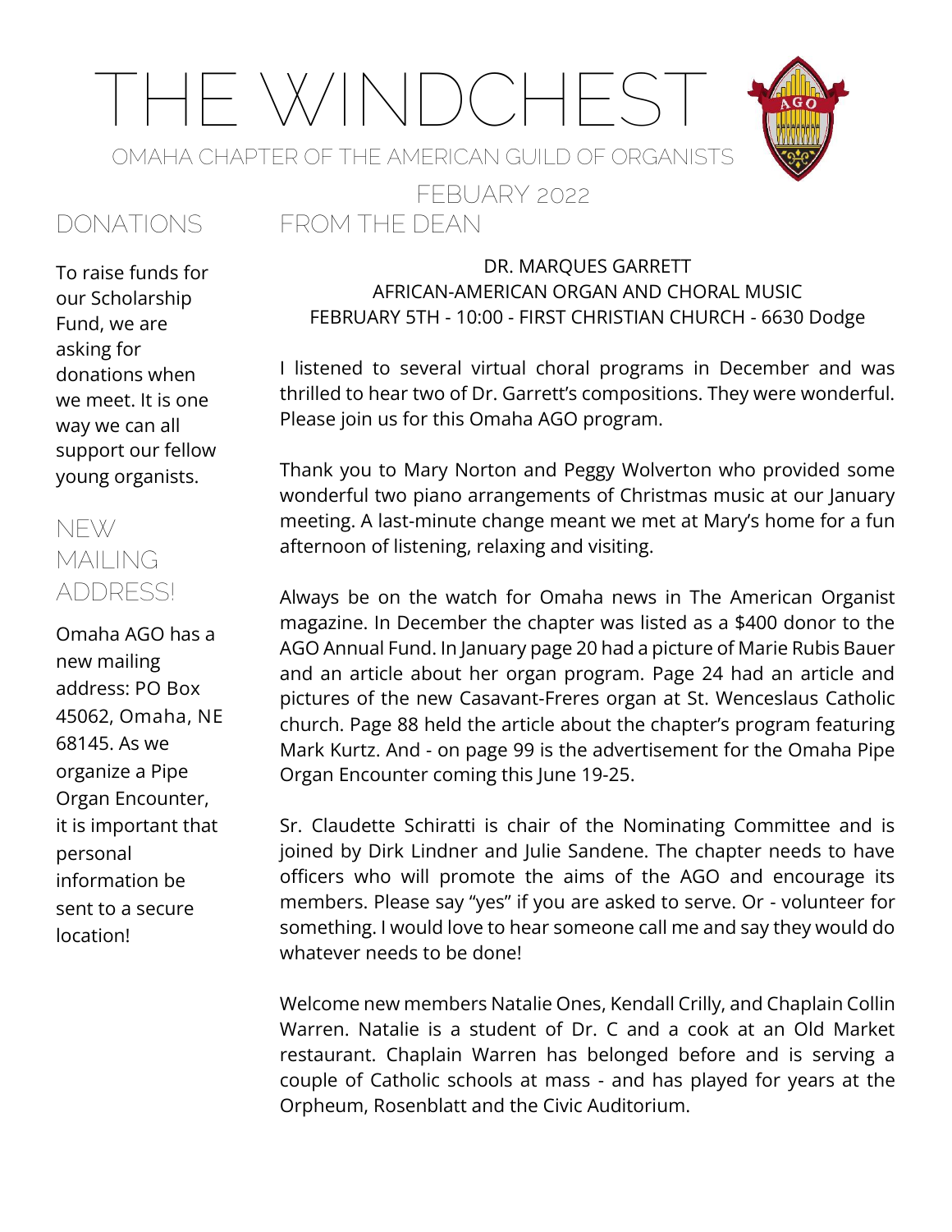# THE WINDCHEST

OMAHA CHAPTER OF THE AMERICAN GUILD OF ORGANISTS

FEBUARY 2022

## DONATIONS

To raise funds for our Scholarship Fund, we are asking for donations when we meet. It is one way we can all support our fellow young organists.

## NEW MAILING ADDRESS!

Omaha AGO has a new mailing address: PO Box 45062, Omaha, NE 68145. As we organize a Pipe Organ Encounter, it is important that personal information be sent to a secure location!

## FROM THE DEAN

DR. MARQUES GARRETT
AFRICAN-AMERICAN ORGAN AND CHORAL MUSIC
FEBRUARY 5TH - 10:00 - FIRST CHRISTIAN CHURCH - 6630 Dodge

I listened to several virtual choral programs in December and was thrilled to hear two of Dr. Garrett's compositions. They were wonderful. Please join us for this Omaha AGO program.

Thank you to Mary Norton and Peggy Wolverton who provided some wonderful two piano arrangements of Christmas music at our January meeting. A last-minute change meant we met at Mary's home for a fun afternoon of listening, relaxing and visiting.

Always be on the watch for Omaha news in The American Organist magazine. In December the chapter was listed as a $400 donor to the AGO Annual Fund. In January page 20 had a picture of Marie Rubis Bauer and an article about her organ program. Page 24 had an article and pictures of the new Casavant-Freres organ at St. Wenceslaus Catholic church. Page 88 held the article about the chapter's program featuring Mark Kurtz. And - on page 99 is the advertisement for the Omaha Pipe Organ Encounter coming this June 19-25.

Sr. Claudette Schiratti is chair of the Nominating Committee and is joined by Dirk Lindner and Julie Sandene. The chapter needs to have officers who will promote the aims of the AGO and encourage its members. Please say "yes" if you are asked to serve. Or - volunteer for something. I would love to hear someone call me and say they would do whatever needs to be done!

Welcome new members Natalie Ones, Kendall Crilly, and Chaplain Collin Warren. Natalie is a student of Dr. C and a cook at an Old Market restaurant. Chaplain Warren has belonged before and is serving a couple of Catholic schools at mass - and has played for years at the Orpheum, Rosenblatt and the Civic Auditorium.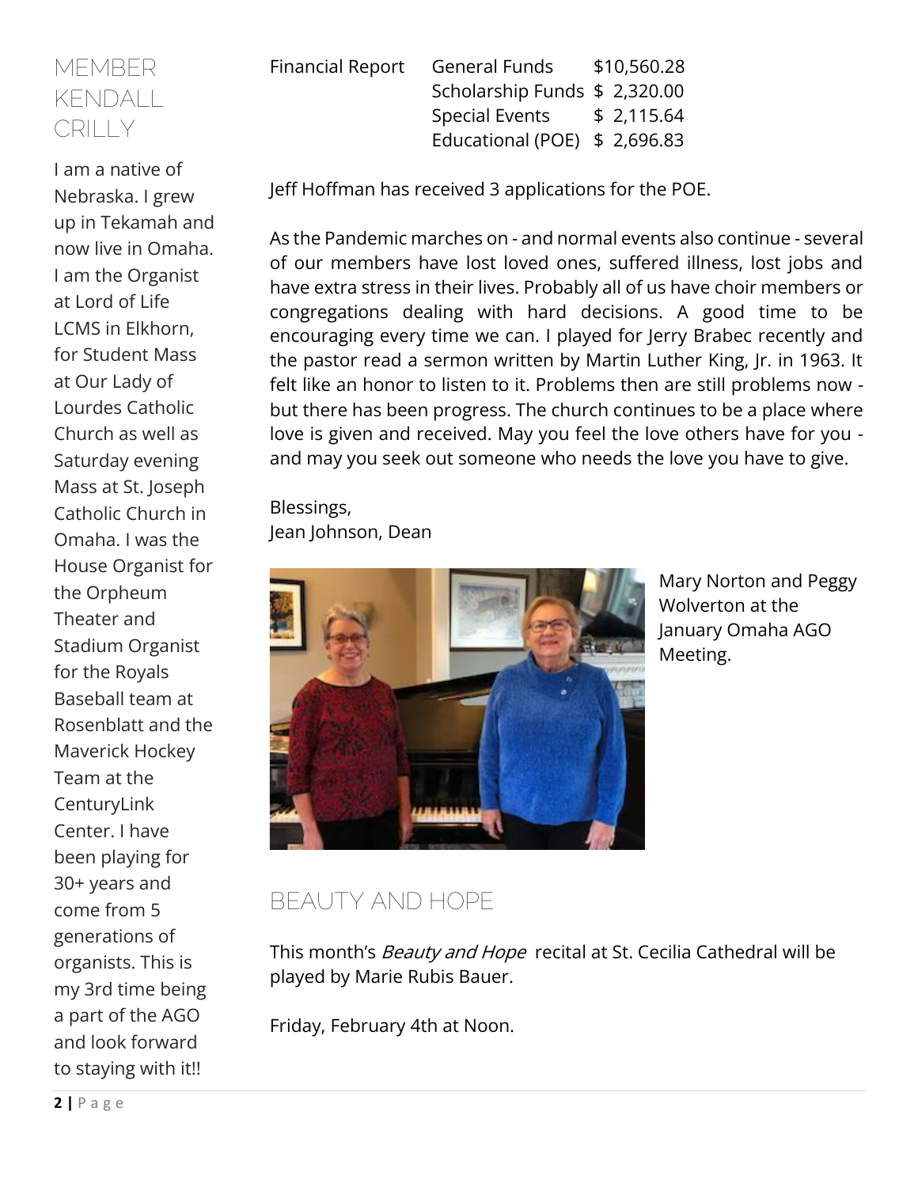## MEMBER KENDALL CRILLY

I am a native of Nebraska. I grew up in Tekamah and now live in Omaha. I am the Organist at Lord of Life LCMS in Elkhorn, for Student Mass at Our Lady of Lourdes Catholic Church as well as Saturday evening Mass at St. Joseph Catholic Church in Omaha. I was the House Organist for the Orpheum Theater and Stadium Organist for the Royals Baseball team at Rosenblatt and the Maverick Hockey Team at the CenturyLink Center. I have been playing for 30+ years and come from 5 generations of organists. This is my 3rd time being a part of the AGO and look forward to staying with it!!

| Financial Report | | |
|---|---|---|
| | General Funds | $10,560.28 |
| | Scholarship Funds | $ 2,320.00 |
| | Special Events | $ 2,115.64 |
| | Educational (POE) | $ 2,696.83 |

Jeff Hoffman has received 3 applications for the POE.

As the Pandemic marches on - and normal events also continue - several of our members have lost loved ones, suffered illness, lost jobs and have extra stress in their lives. Probably all of us have choir members or congregations dealing with hard decisions. A good time to be encouraging every time we can. I played for Jerry Brabec recently and the pastor read a sermon written by Martin Luther King, Jr. in 1963. It felt like an honor to listen to it. Problems then are still problems now - but there has been progress. The church continues to be a place where love is given and received. May you feel the love others have for you - and may you seek out someone who needs the love you have to give.

Blessings,
Jean Johnson, Dean

Mary Norton and Peggy Wolverton at the January Omaha AGO Meeting.

## BEAUTY AND HOPE

This month's *Beauty and Hope* recital at St. Cecilia Cathedral will be played by Marie Rubis Bauer.

Friday, February 4th at Noon.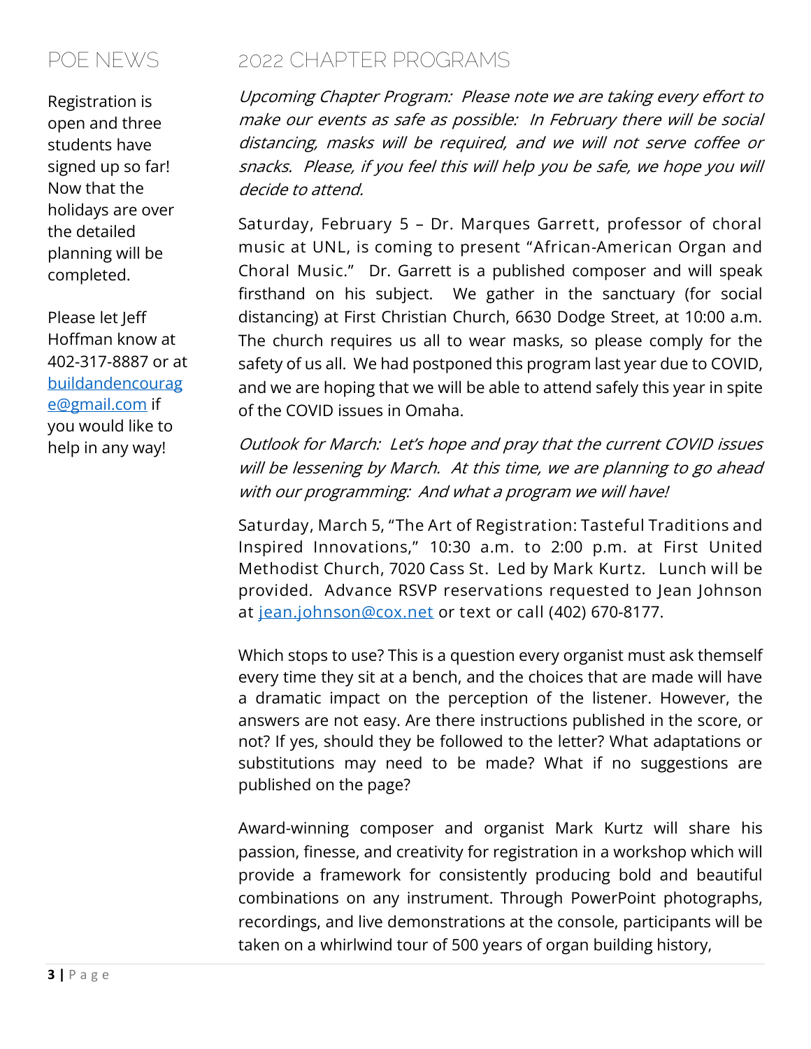## POE NEWS

Registration is open and three students have signed up so far! Now that the holidays are over the detailed planning will be completed.

Please let Jeff Hoffman know at 402-317-8887 or at [buildandencourage@gmail.com](mailto:buildandencourage@gmail.com) if you would like to help in any way!

## 2022 CHAPTER PROGRAMS

*Upcoming Chapter Program: Please note we are taking every effort to make our events as safe as possible: In February there will be social distancing, masks will be required, and we will not serve coffee or snacks. Please, if you feel this will help you be safe, we hope you will decide to attend.*

Saturday, February 5 – Dr. Marques Garrett, professor of choral music at UNL, is coming to present "African-American Organ and Choral Music." Dr. Garrett is a published composer and will speak firsthand on his subject. We gather in the sanctuary (for social distancing) at First Christian Church, 6630 Dodge Street, at 10:00 a.m. The church requires us all to wear masks, so please comply for the safety of us all. We had postponed this program last year due to COVID, and we are hoping that we will be able to attend safely this year in spite of the COVID issues in Omaha.

*Outlook for March: Let's hope and pray that the current COVID issues will be lessening by March. At this time, we are planning to go ahead with our programming: And what a program we will have!*

Saturday, March 5, "The Art of Registration: Tasteful Traditions and Inspired Innovations," 10:30 a.m. to 2:00 p.m. at First United Methodist Church, 7020 Cass St. Led by Mark Kurtz. Lunch will be provided. Advance RSVP reservations requested to Jean Johnson at [jean.johnson@cox.net](mailto:jean.johnson@cox.net) or text or call (402) 670-8177.

Which stops to use? This is a question every organist must ask themself every time they sit at a bench, and the choices that are made will have a dramatic impact on the perception of the listener. However, the answers are not easy. Are there instructions published in the score, or not? If yes, should they be followed to the letter? What adaptations or substitutions may need to be made? What if no suggestions are published on the page?

Award-winning composer and organist Mark Kurtz will share his passion, finesse, and creativity for registration in a workshop which will provide a framework for consistently producing bold and beautiful combinations on any instrument. Through PowerPoint photographs, recordings, and live demonstrations at the console, participants will be taken on a whirlwind tour of 500 years of organ building history,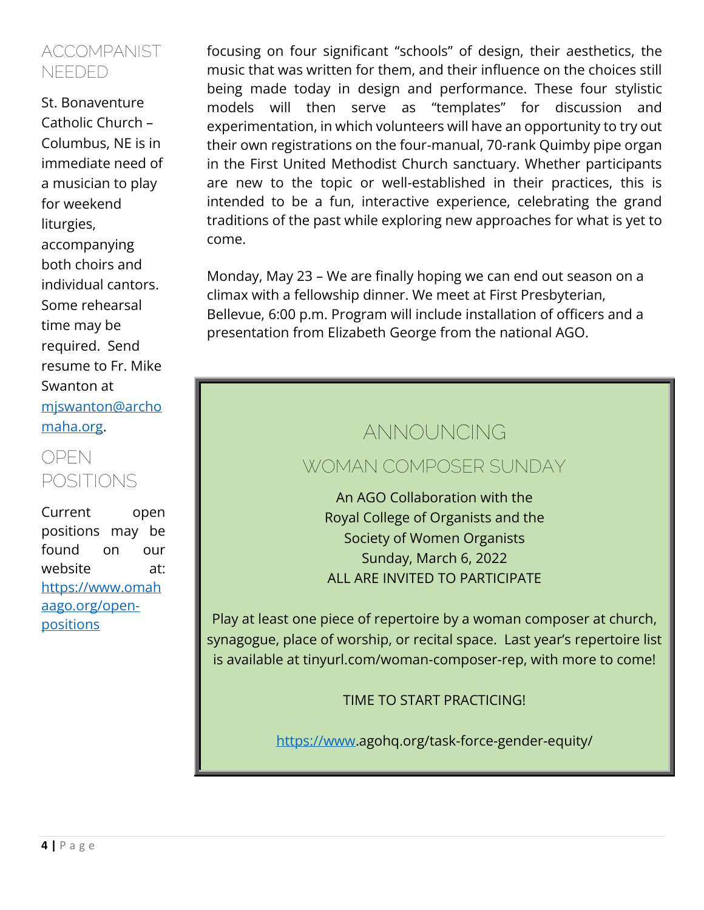## ACCOMPANIST NEEDED

St. Bonaventure Catholic Church – Columbus, NE is in immediate need of a musician to play for weekend liturgies, accompanying both choirs and individual cantors. Some rehearsal time may be required. Send resume to Fr. Mike Swanton at [mjswanton@archomaha.org](mailto:mjswanton@archomaha.org).

## OPEN POSITIONS

Current open positions may be found on our website at: [https://www.omahaago.org/open-positions](https://www.omahaago.org/open-positions)

focusing on four significant "schools" of design, their aesthetics, the music that was written for them, and their influence on the choices still being made today in design and performance. These four stylistic models will then serve as "templates" for discussion and experimentation, in which volunteers will have an opportunity to try out their own registrations on the four-manual, 70-rank Quimby pipe organ in the First United Methodist Church sanctuary. Whether participants are new to the topic or well-established in their practices, this is intended to be a fun, interactive experience, celebrating the grand traditions of the past while exploring new approaches for what is yet to come.

Monday, May 23 – We are finally hoping we can end out season on a climax with a fellowship dinner. We meet at First Presbyterian, Bellevue, 6:00 p.m. Program will include installation of officers and a presentation from Elizabeth George from the national AGO.

## ANNOUNCING

## WOMAN COMPOSER SUNDAY

An AGO Collaboration with the
Royal College of Organists and the
Society of Women Organists
Sunday, March 6, 2022
ALL ARE INVITED TO PARTICIPATE

Play at least one piece of repertoire by a woman composer at church, synagogue, place of worship, or recital space. Last year's repertoire list is available at tinyurl.com/woman-composer-rep, with more to come!

TIME TO START PRACTICING!

https://www.agohq.org/task-force-gender-equity/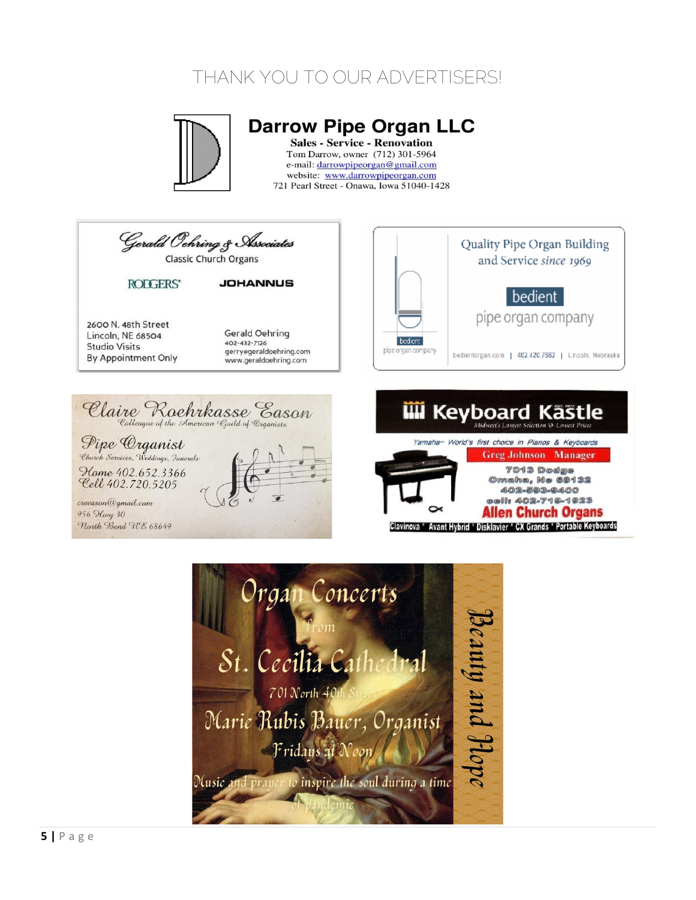# THANK YOU TO OUR ADVERTISERS!

**Darrow Pipe Organ LLC**

**Sales - Service - Renovation**

Tom Darrow, owner (712) 301-5964
e-mail: darrowpipeorgan@gmail.com
website: www.darrowpipeorgan.com
721 Pearl Street - Onawa, Iowa 51040-1428

---

*Gerald Oehring & Associates*

Classic Church Organs

RODGERS JOHANNUS

2600 N. 48th Street
Lincoln, NE 68504
Studio Visits
By Appointment Only

Gerald Oehring
402-432-7126
gerry@geraldoehring.com
www.geraldoehring.com

---

Quality Pipe Organ Building and Service since 1969

bedient pipe organ company

bedientorgan.com | 402.420.7662 | Lincoln, Nebraska

---

*Claire Roehrkasse Eason*

*Colleague of the American Guild of Organists*

*Pipe Organist*

*Church Services, Weddings, Funerals*

Home 402.652.3366
Cell 402.720.5205

creeason@gmail.com
956 Hwy 30
North Bend NE 68649

---

**Keyboard Kastle**

Midwest's Largest Selection & Lowest Prices

Yamaha– World's first choice in Pianos & Keyboards

Greg Johnson Manager

7013 Dodge
Omaha, Ne 68132
402-593-9400
cell: 402-719-1923

**Allen Church Organs**

Clavinova * Avant Hybrid * Disklavier * CX Grands * Portable Keyboards

---

Organ Concerts from St. Cecilia Cathedral

701 North 40th Street

Marie Rubis Bauer, Organist

Fridays at Noon

Music and prayer to inspire the soul during a time of pandemic

Beauty and Hope